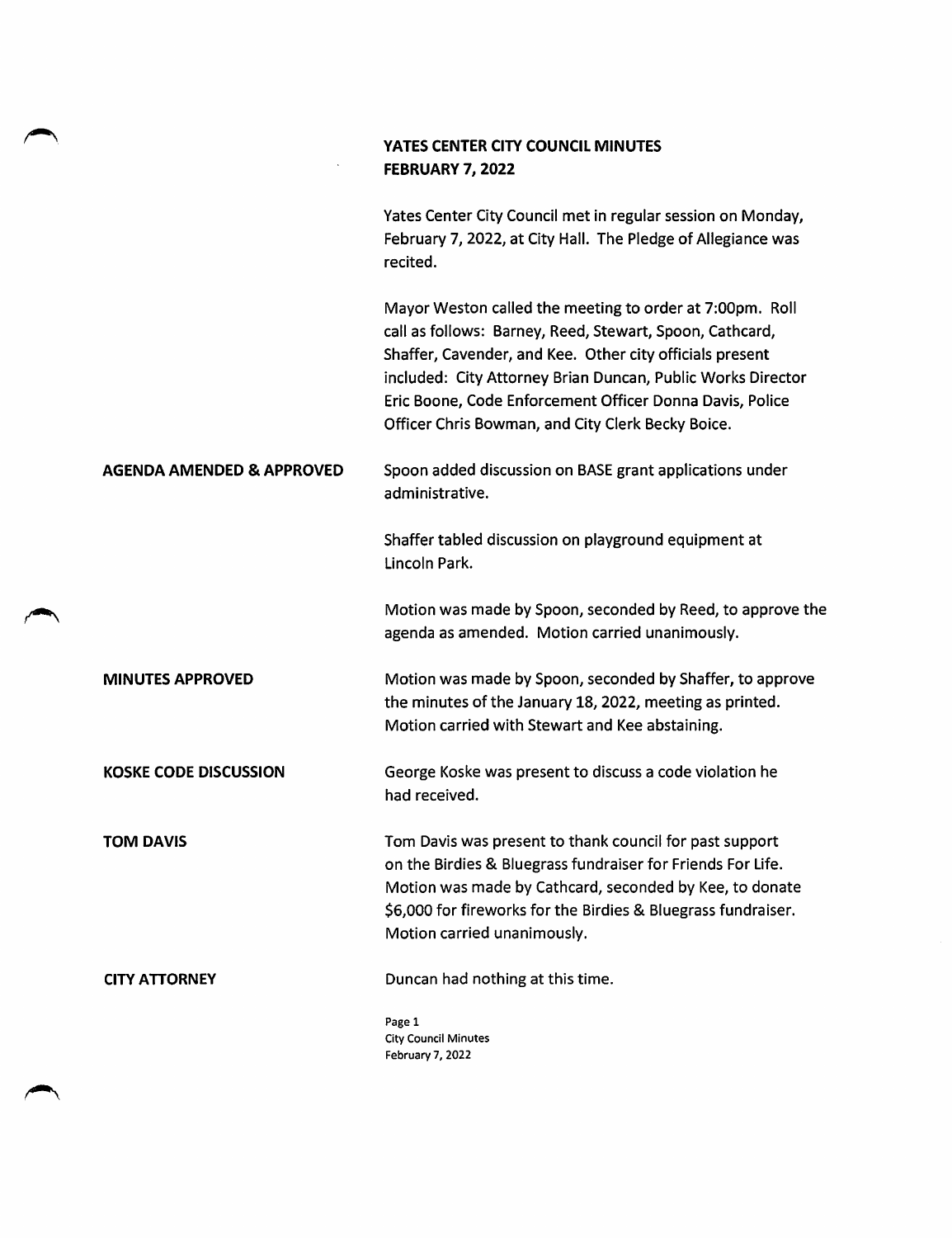# YATES CENTER CITY COUNCIL MINUTES
## FEBRUARY 7, 2022

Yates Center City Council met in regular session on Monday, February 7, 2022, at City Hall. The Pledge of Allegiance was recited.

Mayor Weston called the meeting to order at 7:00pm. Roll call as follows: Barney, Reed, Stewart, Spoon, Cathcard, Shaffer, Cavender, and Kee. Other city officials present included: City Attorney Brian Duncan, Public Works Director Eric Boone, Code Enforcement Officer Donna Davis, Police Officer Chris Bowman, and City Clerk Becky Boice.

**AGENDA AMENDED & APPROVED**

Spoon added discussion on BASE grant applications under administrative.

Shaffer tabled discussion on playground equipment at Lincoln Park.

Motion was made by Spoon, seconded by Reed, to approve the agenda as amended. Motion carried unanimously.

**MINUTES APPROVED**

Motion was made by Spoon, seconded by Shaffer, to approve the minutes of the January 18, 2022, meeting as printed. Motion carried with Stewart and Kee abstaining.

**KOSKE CODE DISCUSSION**

George Koske was present to discuss a code violation he had received.

**TOM DAVIS**

Tom Davis was present to thank council for past support on the Birdies & Bluegrass fundraiser for Friends For Life. Motion was made by Cathcard, seconded by Kee, to donate $6,000 for fireworks for the Birdies & Bluegrass fundraiser. Motion carried unanimously.

**CITY ATTORNEY**

Duncan had nothing at this time.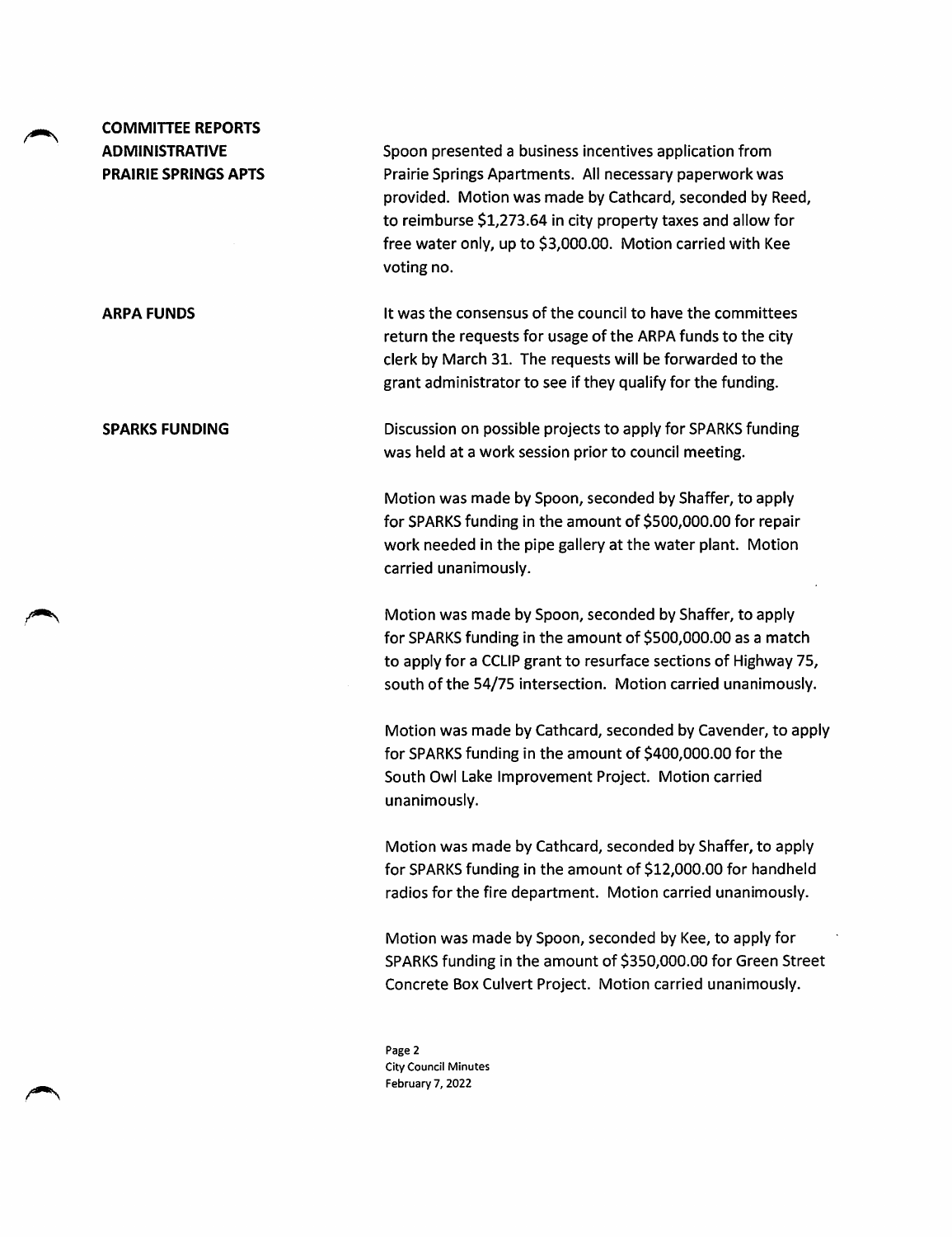## COMMITTEE REPORTS

### ADMINISTRATIVE

**PRAIRIE SPRINGS APTS**

Spoon presented a business incentives application from Prairie Springs Apartments. All necessary paperwork was provided. Motion was made by Cathcard, seconded by Reed, to reimburse $1,273.64 in city property taxes and allow for free water only, up to $3,000.00. Motion carried with Kee voting no.

**ARPA FUNDS**

It was the consensus of the council to have the committees return the requests for usage of the ARPA funds to the city clerk by March 31. The requests will be forwarded to the grant administrator to see if they qualify for the funding.

**SPARKS FUNDING**

Discussion on possible projects to apply for SPARKS funding was held at a work session prior to council meeting.

Motion was made by Spoon, seconded by Shaffer, to apply for SPARKS funding in the amount of $500,000.00 for repair work needed in the pipe gallery at the water plant. Motion carried unanimously.

Motion was made by Spoon, seconded by Shaffer, to apply for SPARKS funding in the amount of $500,000.00 as a match to apply for a CCLIP grant to resurface sections of Highway 75, south of the 54/75 intersection. Motion carried unanimously.

Motion was made by Cathcard, seconded by Cavender, to apply for SPARKS funding in the amount of $400,000.00 for the South Owl Lake Improvement Project. Motion carried unanimously.

Motion was made by Cathcard, seconded by Shaffer, to apply for SPARKS funding in the amount of $12,000.00 for handheld radios for the fire department. Motion carried unanimously.

Motion was made by Spoon, seconded by Kee, to apply for SPARKS funding in the amount of $350,000.00 for Green Street Concrete Box Culvert Project. Motion carried unanimously.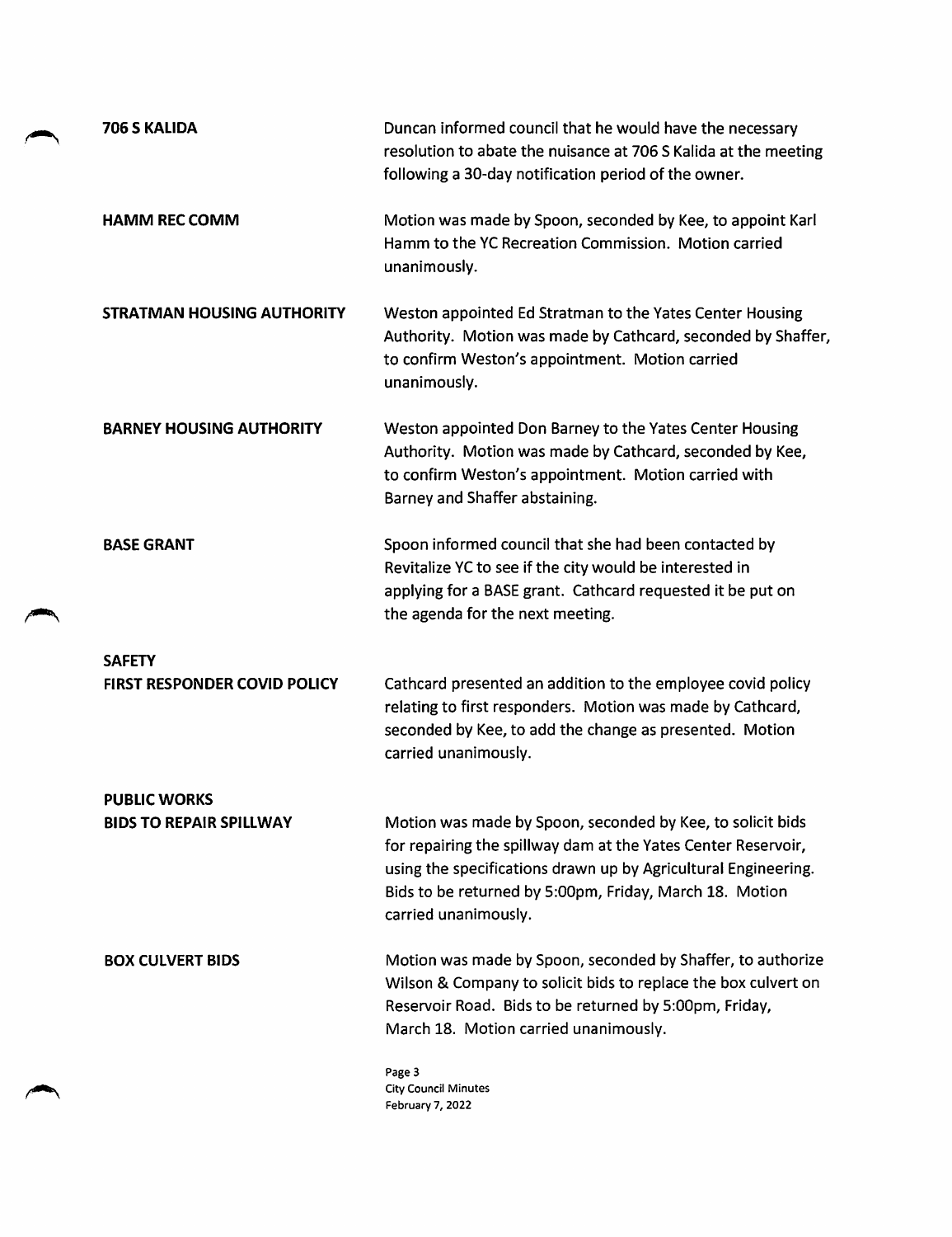**706 S KALIDA**

Duncan informed council that he would have the necessary resolution to abate the nuisance at 706 S Kalida at the meeting following a 30-day notification period of the owner.

**HAMM REC COMM**

Motion was made by Spoon, seconded by Kee, to appoint Karl Hamm to the YC Recreation Commission. Motion carried unanimously.

**STRATMAN HOUSING AUTHORITY**

Weston appointed Ed Stratman to the Yates Center Housing Authority. Motion was made by Cathcard, seconded by Shaffer, to confirm Weston's appointment. Motion carried unanimously.

**BARNEY HOUSING AUTHORITY**

Weston appointed Don Barney to the Yates Center Housing Authority. Motion was made by Cathcard, seconded by Kee, to confirm Weston's appointment. Motion carried with Barney and Shaffer abstaining.

**BASE GRANT**

Spoon informed council that she had been contacted by Revitalize YC to see if the city would be interested in applying for a BASE grant. Cathcard requested it be put on the agenda for the next meeting.

**SAFETY**

**FIRST RESPONDER COVID POLICY**

Cathcard presented an addition to the employee covid policy relating to first responders. Motion was made by Cathcard, seconded by Kee, to add the change as presented. Motion carried unanimously.

**PUBLIC WORKS**

**BIDS TO REPAIR SPILLWAY**

Motion was made by Spoon, seconded by Kee, to solicit bids for repairing the spillway dam at the Yates Center Reservoir, using the specifications drawn up by Agricultural Engineering. Bids to be returned by 5:00pm, Friday, March 18. Motion carried unanimously.

**BOX CULVERT BIDS**

Motion was made by Spoon, seconded by Shaffer, to authorize Wilson & Company to solicit bids to replace the box culvert on Reservoir Road. Bids to be returned by 5:00pm, Friday, March 18. Motion carried unanimously.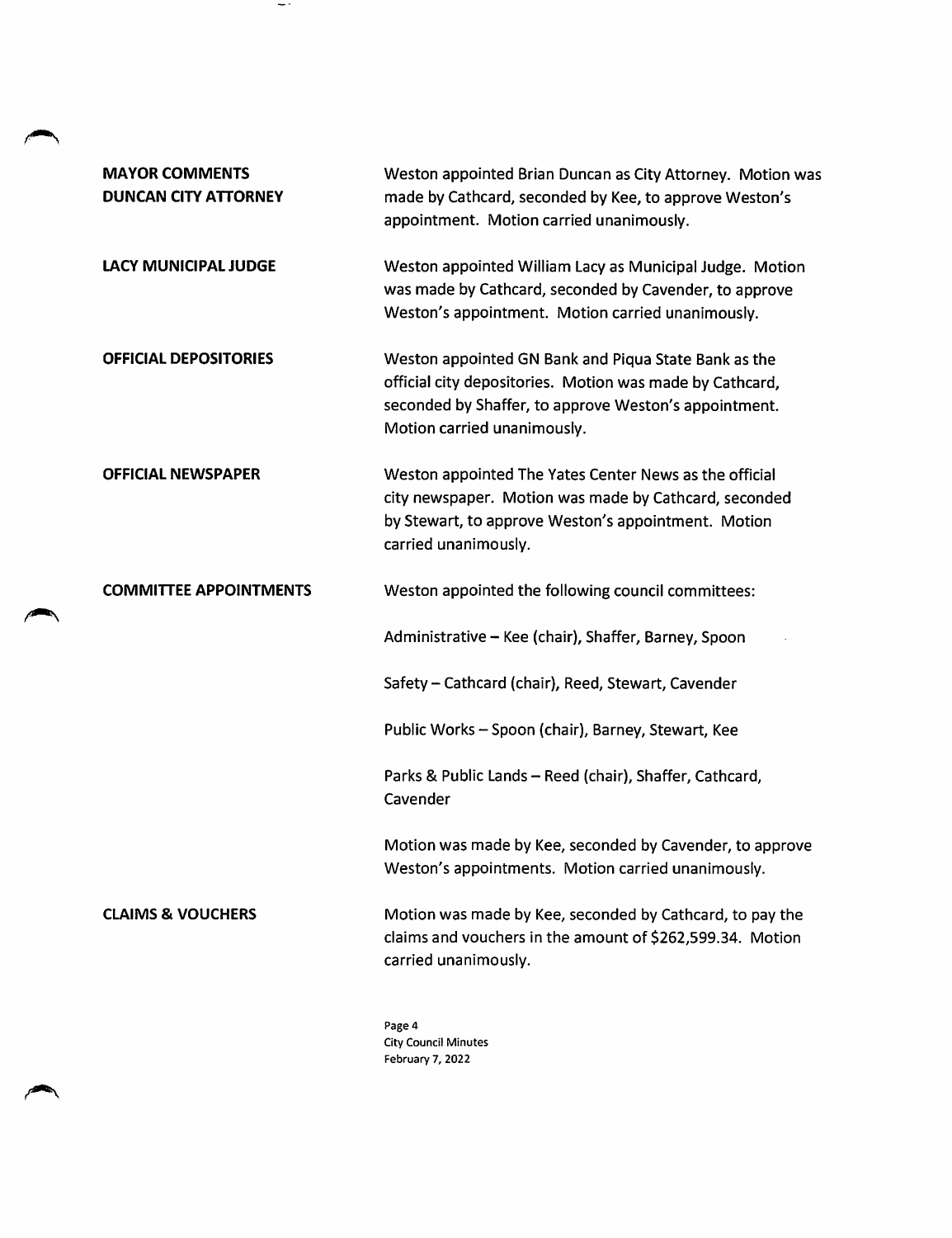**MAYOR COMMENTS**
**DUNCAN CITY ATTORNEY**

Weston appointed Brian Duncan as City Attorney. Motion was made by Cathcard, seconded by Kee, to approve Weston's appointment. Motion carried unanimously.

**LACY MUNICIPAL JUDGE**

Weston appointed William Lacy as Municipal Judge. Motion was made by Cathcard, seconded by Cavender, to approve Weston's appointment. Motion carried unanimously.

**OFFICIAL DEPOSITORIES**

Weston appointed GN Bank and Piqua State Bank as the official city depositories. Motion was made by Cathcard, seconded by Shaffer, to approve Weston's appointment. Motion carried unanimously.

**OFFICIAL NEWSPAPER**

Weston appointed The Yates Center News as the official city newspaper. Motion was made by Cathcard, seconded by Stewart, to approve Weston's appointment. Motion carried unanimously.

**COMMITTEE APPOINTMENTS**

Weston appointed the following council committees:

Administrative – Kee (chair), Shaffer, Barney, Spoon

Safety – Cathcard (chair), Reed, Stewart, Cavender

Public Works – Spoon (chair), Barney, Stewart, Kee

Parks & Public Lands – Reed (chair), Shaffer, Cathcard, Cavender

Motion was made by Kee, seconded by Cavender, to approve Weston's appointments. Motion carried unanimously.

**CLAIMS & VOUCHERS**

Motion was made by Kee, seconded by Cathcard, to pay the claims and vouchers in the amount of $262,599.34. Motion carried unanimously.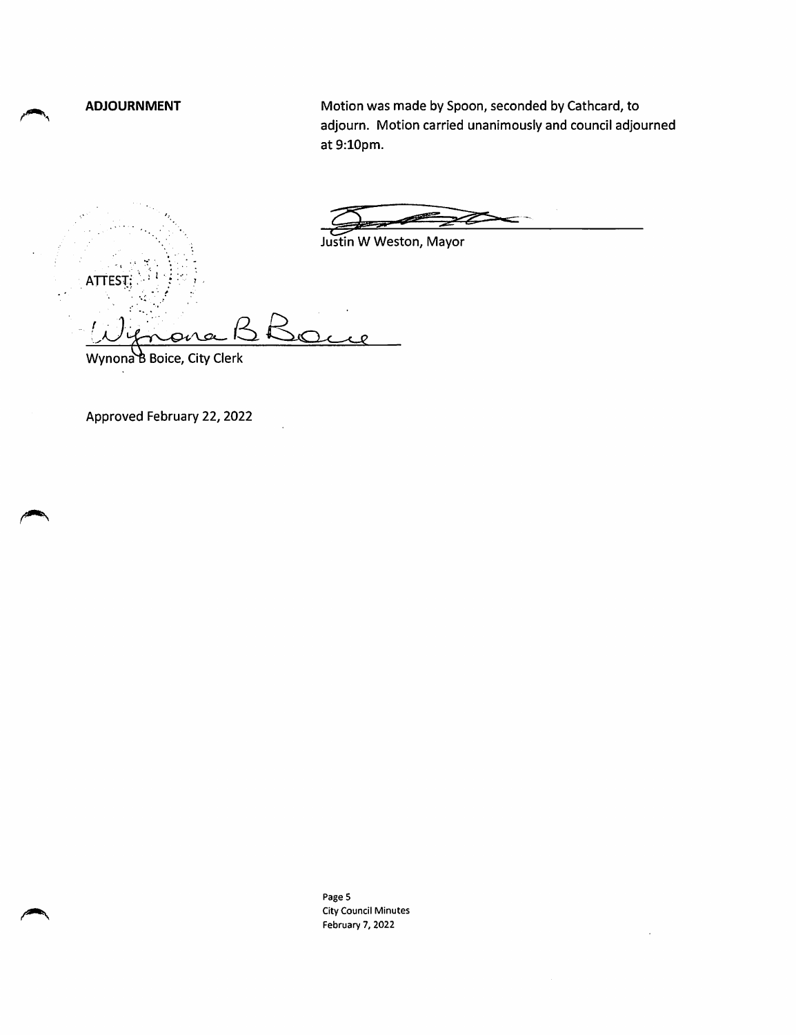**ADJOURNMENT**

Motion was made by Spoon, seconded by Cathcard, to adjourn. Motion carried unanimously and council adjourned at 9:10pm.

Justin W Weston, Mayor

ATTEST:

Wynona B Boice, City Clerk

Approved February 22, 2022